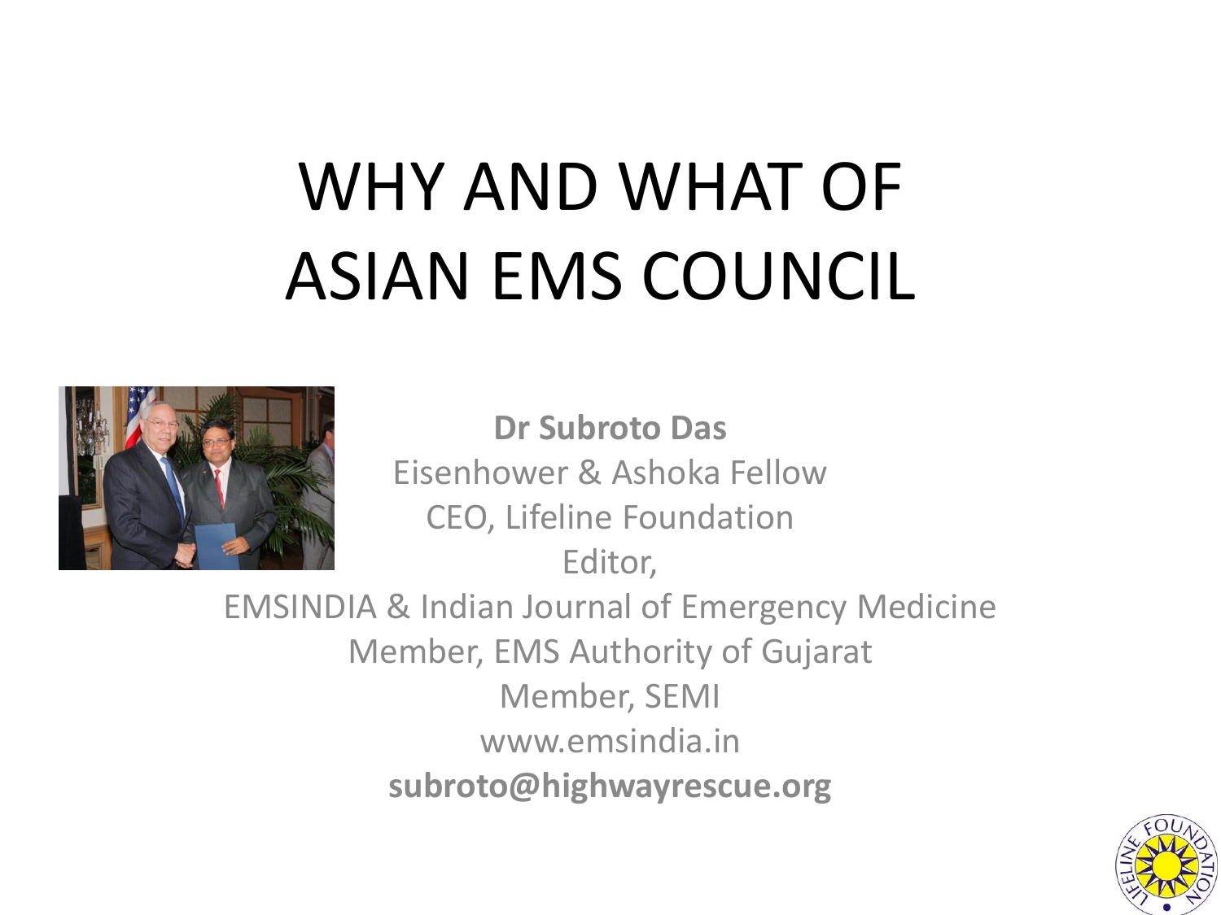# WHY AND WHAT OF ASIAN EMS COUNCIL

**Dr Subroto Das**
Eisenhower & Ashoka Fellow
CEO, Lifeline Foundation
Editor,
EMSINDIA & Indian Journal of Emergency Medicine
Member, EMS Authority of Gujarat
Member, SEMI
www.emsindia.in
**subroto@highwayrescue.org**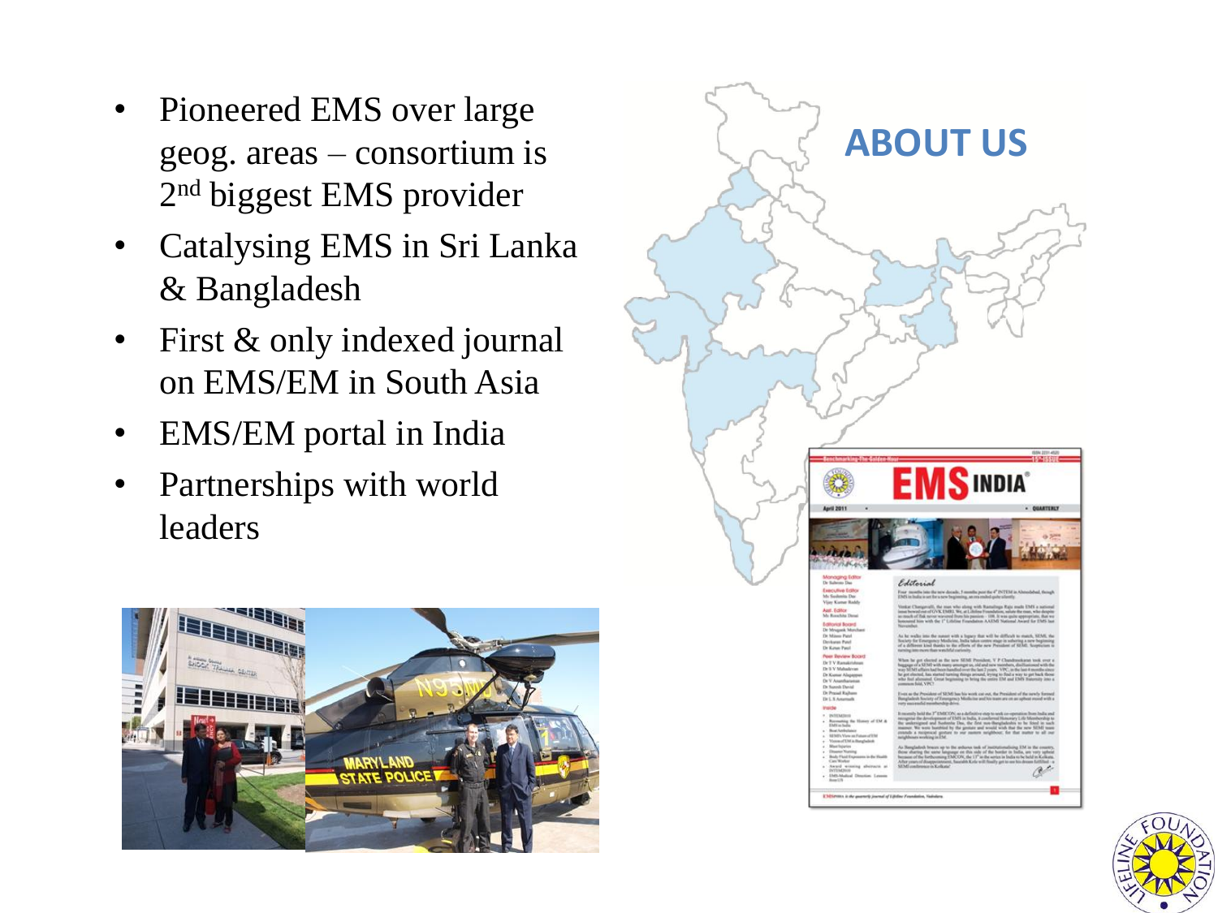## ABOUT US

- Pioneered EMS over large geog. areas – consortium is 2nd biggest EMS provider
- Catalysing EMS in Sri Lanka & Bangladesh
- First & only indexed journal on EMS/EM in South Asia
- EMS/EM portal in India
- Partnerships with world leaders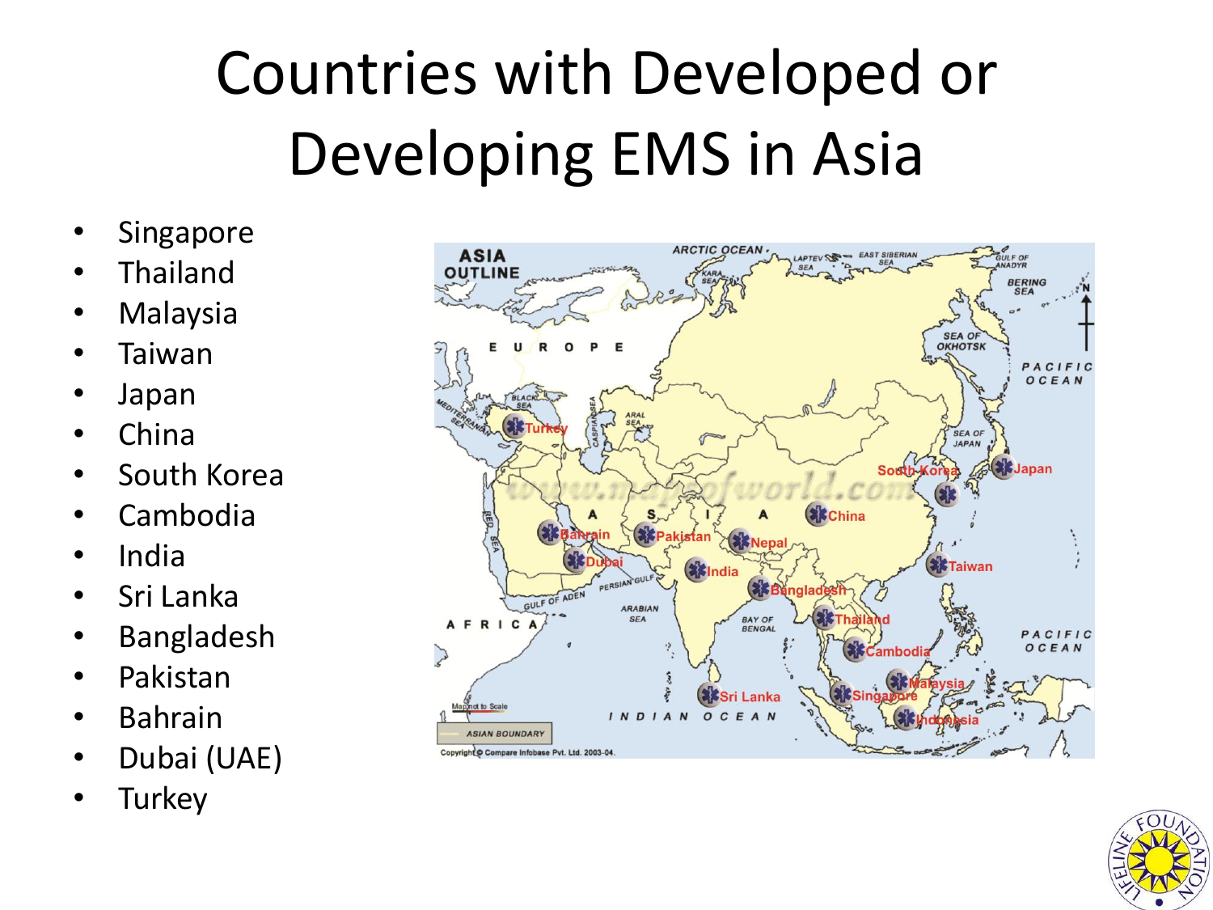# Countries with Developed or Developing EMS in Asia

- Singapore
- Thailand
- Malaysia
- Taiwan
- Japan
- China
- South Korea
- Cambodia
- India
- Sri Lanka
- Bangladesh
- Pakistan
- Bahrain
- Dubai (UAE)
- Turkey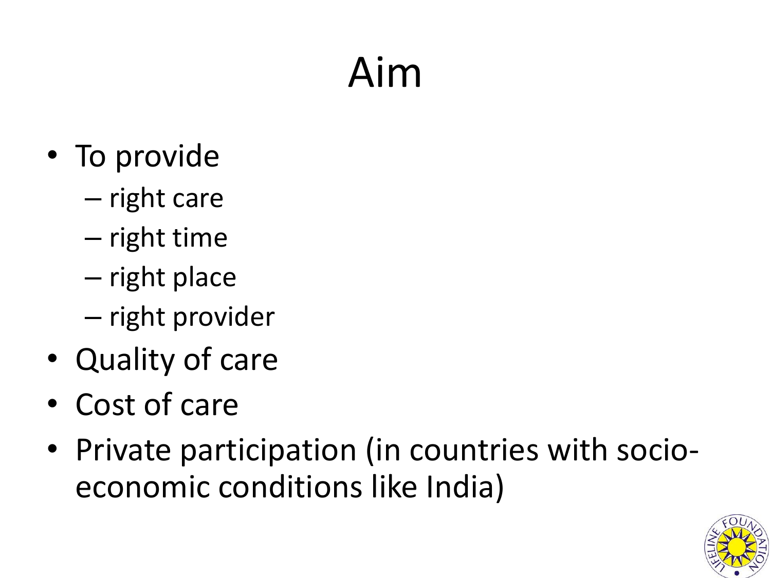# Aim

- To provide
  - right care
  - right time
  - right place
  - right provider
- Quality of care
- Cost of care
- Private participation (in countries with socio-economic conditions like India)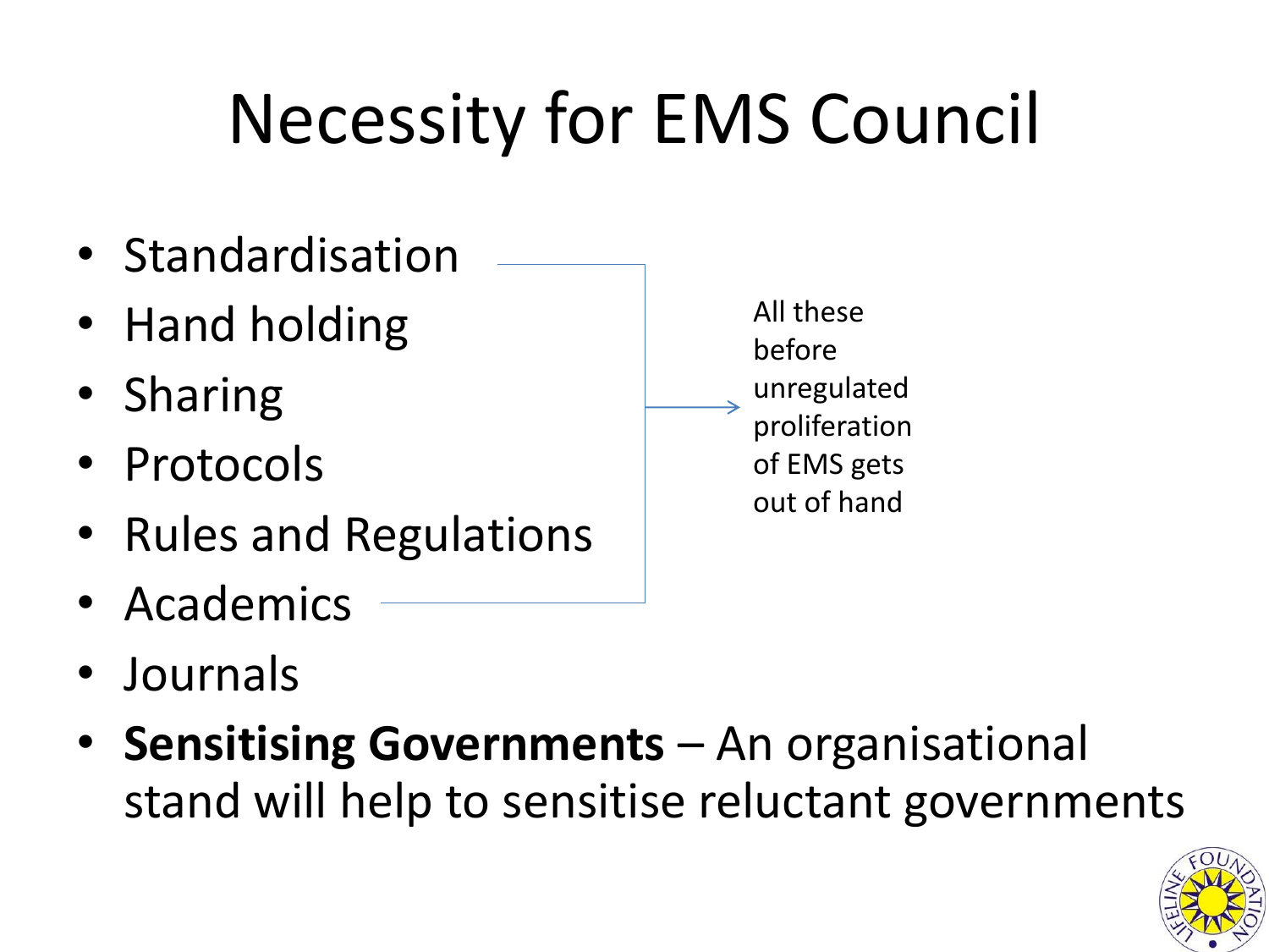# Necessity for EMS Council

- Standardisation
- Hand holding
- Sharing
- Protocols
- Rules and Regulations
- Academics

→ All these before unregulated proliferation of EMS gets out of hand

- Journals
- **Sensitising Governments** – An organisational stand will help to sensitise reluctant governments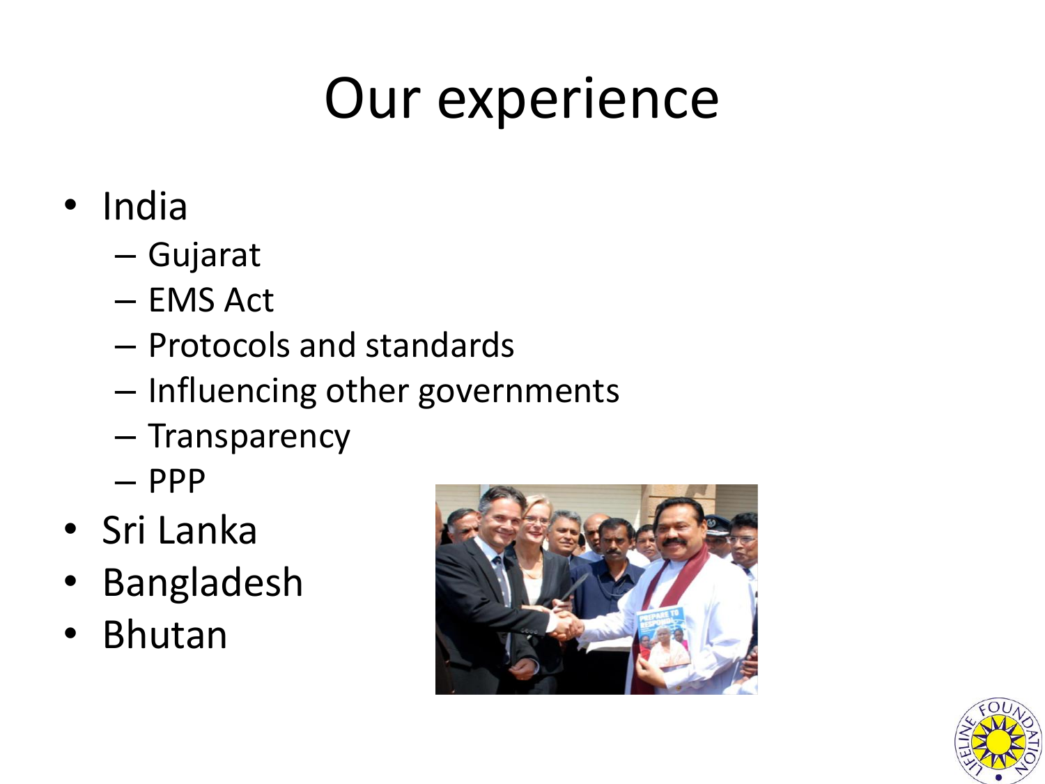# Our experience

- India
  - Gujarat
  - EMS Act
  - Protocols and standards
  - Influencing other governments
  - Transparency
  - PPP
- Sri Lanka
- Bangladesh
- Bhutan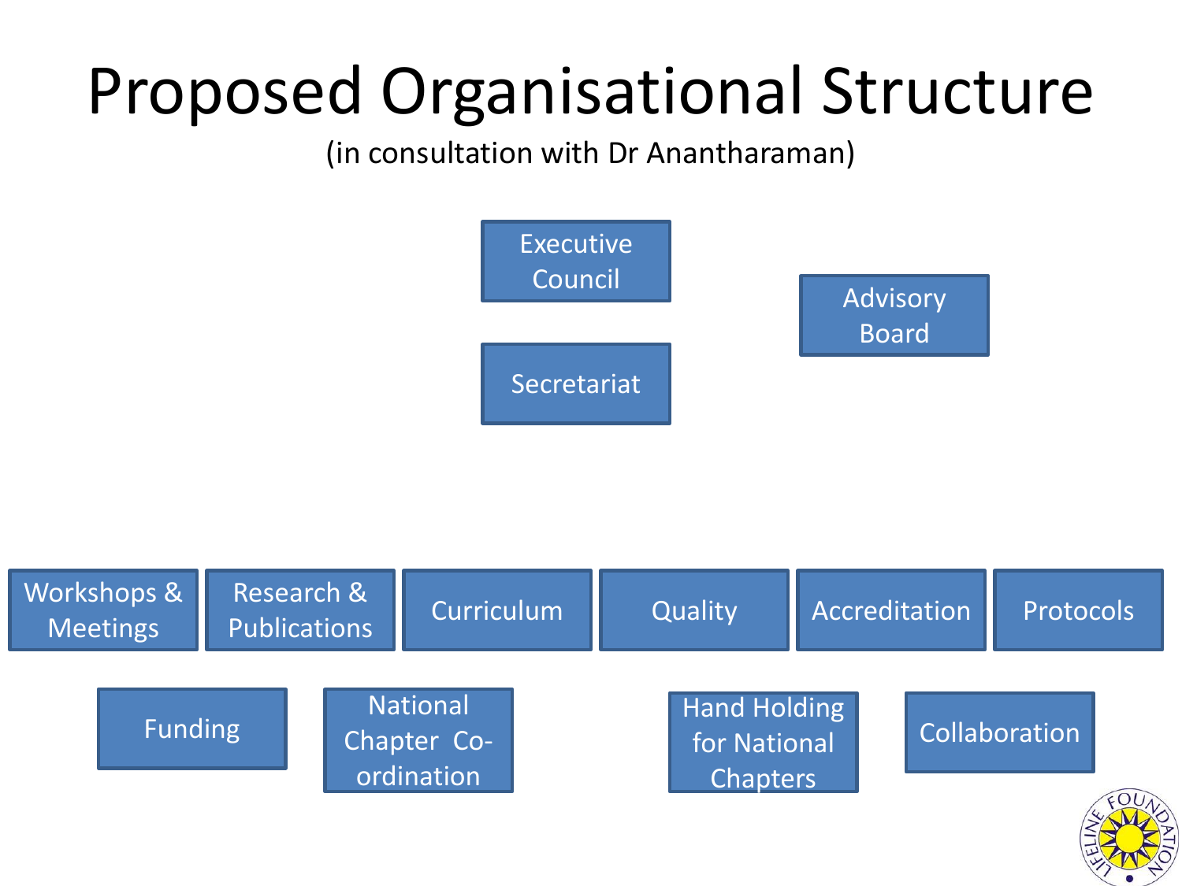# Proposed Organisational Structure

(in consultation with Dr Anantharaman)

- Executive Council
- Secretariat
- Advisory Board

- Workshops & Meetings
- Research & Publications
- Curriculum
- Quality
- Accreditation
- Protocols
- Funding
- National Chapter Co-ordination
- Hand Holding for National Chapters
- Collaboration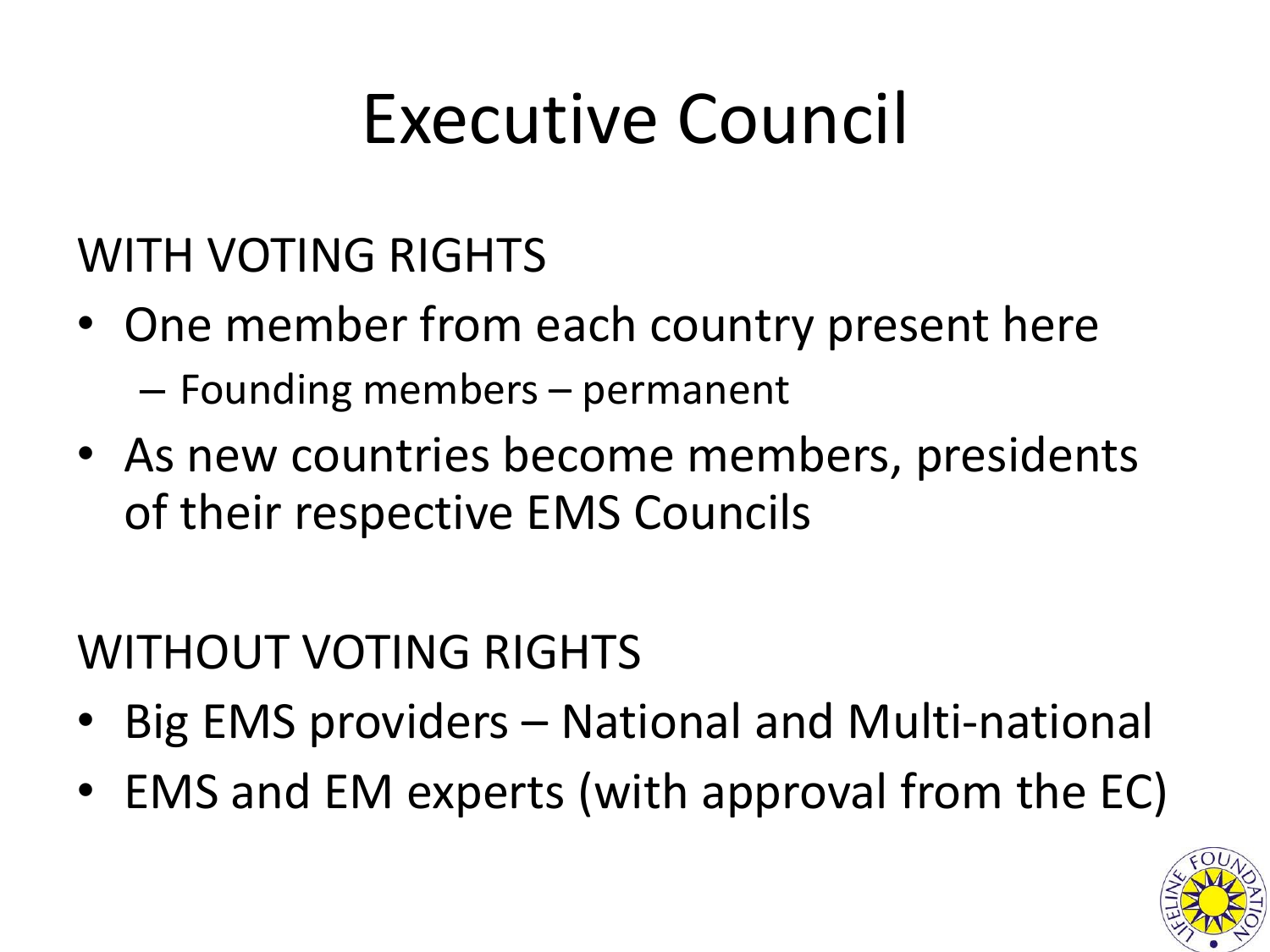# Executive Council

WITH VOTING RIGHTS

- One member from each country present here
  - Founding members – permanent
- As new countries become members, presidents of their respective EMS Councils

WITHOUT VOTING RIGHTS

- Big EMS providers – National and Multi-national
- EMS and EM experts (with approval from the EC)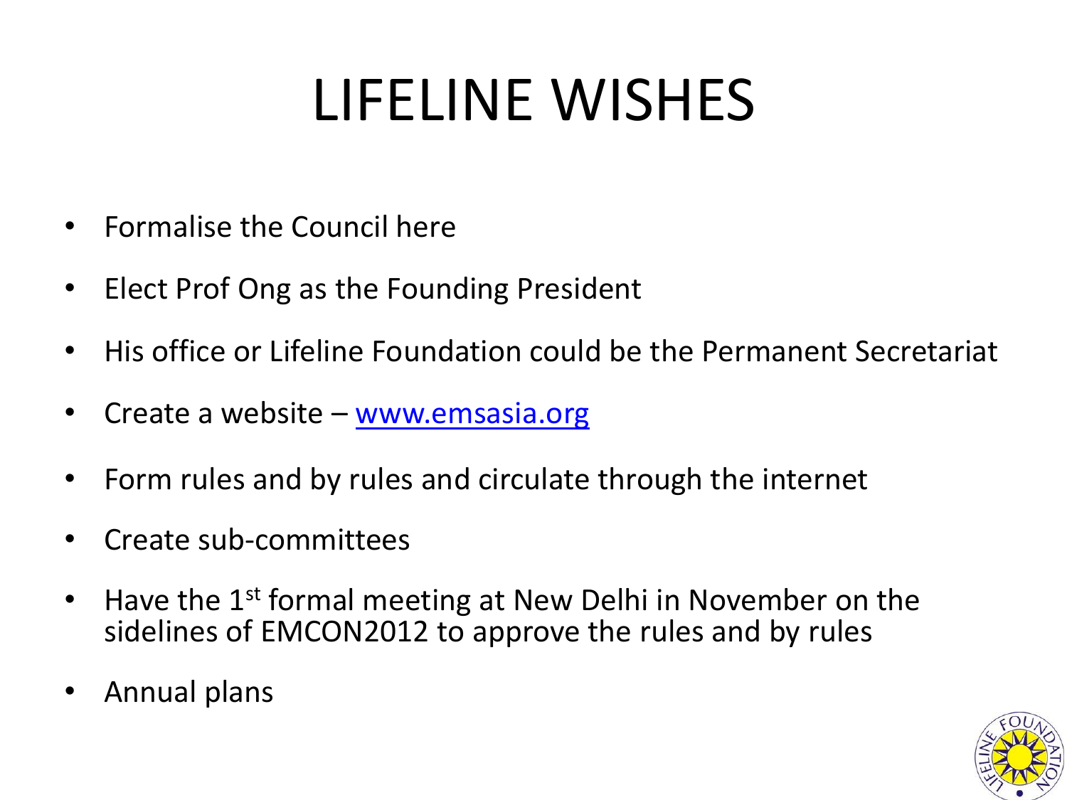# LIFELINE WISHES

- Formalise the Council here
- Elect Prof Ong as the Founding President
- His office or Lifeline Foundation could be the Permanent Secretariat
- Create a website – www.emsasia.org
- Form rules and by rules and circulate through the internet
- Create sub-committees
- Have the 1st formal meeting at New Delhi in November on the sidelines of EMCON2012 to approve the rules and by rules
- Annual plans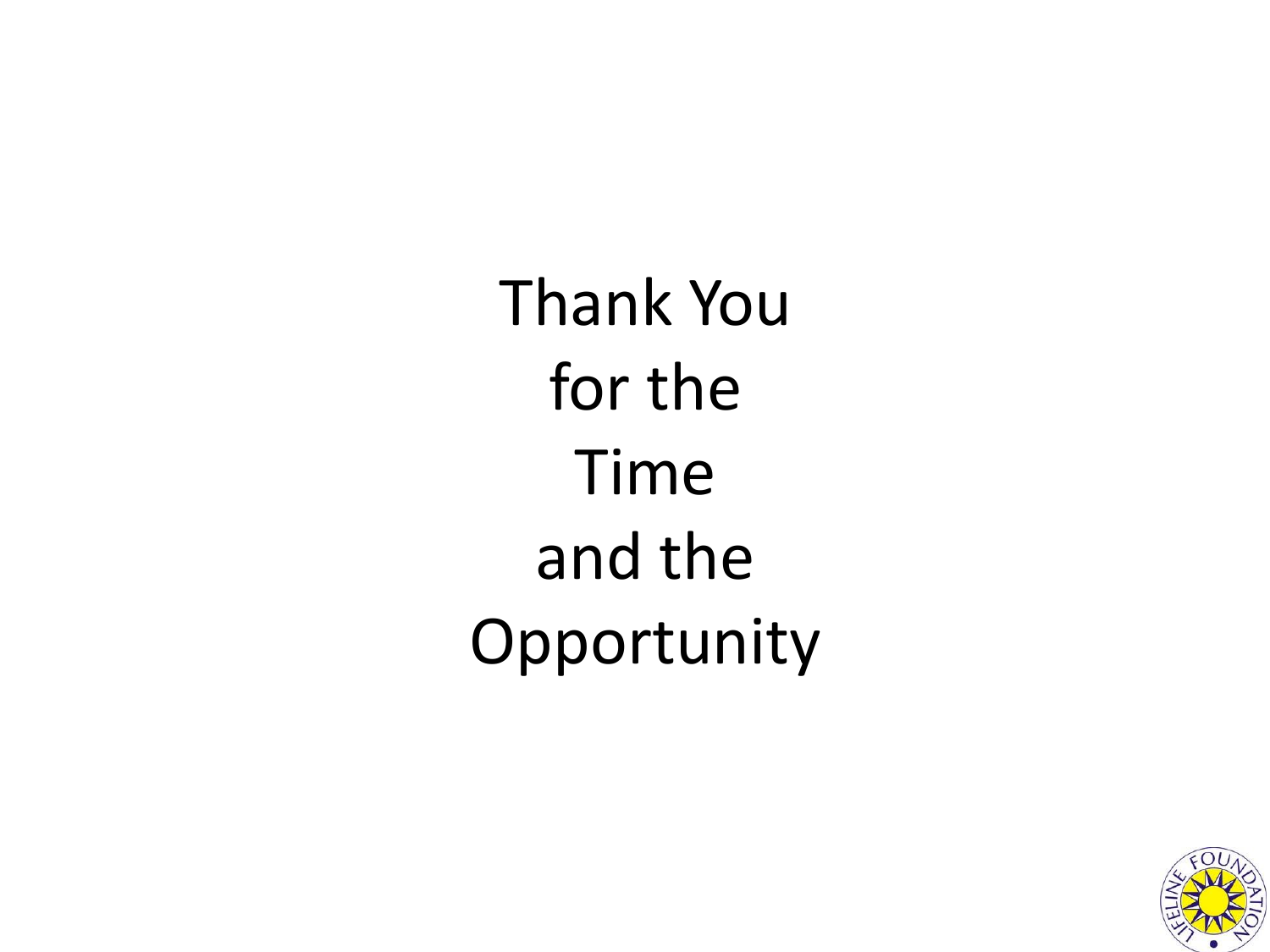Thank You

for the

Time

and the

Opportunity